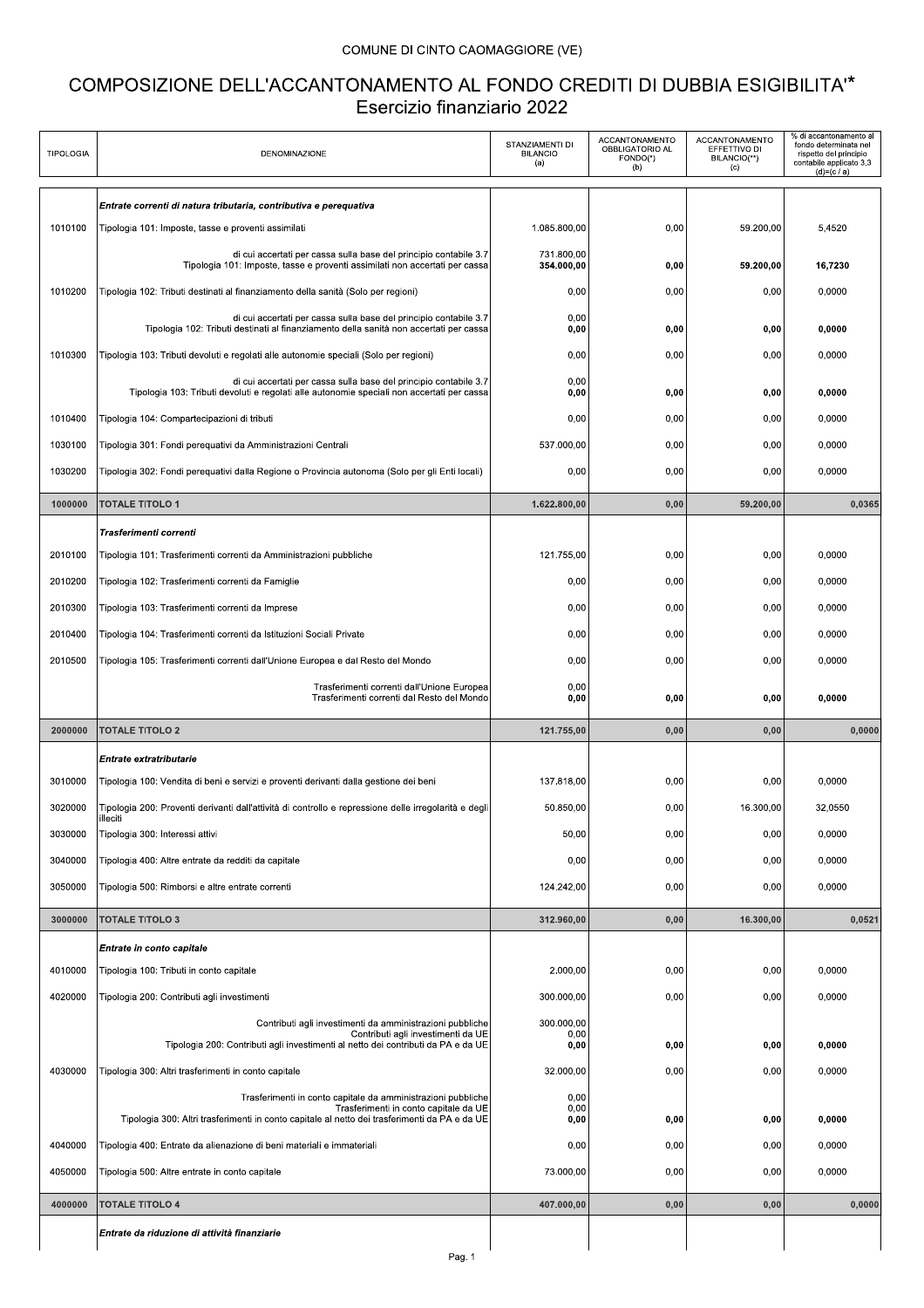COMUNE DI CINTO CAOMAGGIORE (VE)

# COMPOSIZIONE DELL'ACCANTONAMENTO AL FONDO CREDITI DI DUBBIA ESIGIBILITA'*

## Esercizio finanziario 2022

| TIPOLOGIA | DENOMINAZIONE | STANZIAMENTI DI BILANCIO (a) | ACCANTONAMENTO OBBLIGATORIO AL FONDO(*) (b) | ACCANTONAMENTO EFFETTIVO DI BILANCIO(**) (c) | % di accantonamento al fondo determinata nel rispetto del principio contabile applicato 3.3 (d)=(c / a) |
|---|---|---|---|---|---|
| | ***Entrate correnti di natura tributaria, contributiva e perequativa*** | | | | |
| 1010100 | Tipologia 101: Imposte, tasse e proventi assimilati | 1.085.800,00 | 0,00 | 59.200,00 | 5,4520 |
| | di cui accertati per cassa sulla base del principio contabile 3.7 | 731.800,00 | | | |
| | Tipologia 101: Imposte, tasse e proventi assimilati non accertati per cassa | **354.000,00** | **0,00** | **59.200,00** | **16,7230** |
| 1010200 | Tipologia 102: Tributi destinati al finanziamento della sanità (Solo per regioni) | 0,00 | 0,00 | 0,00 | 0,0000 |
| | di cui accertati per cassa sulla base del principio contabile 3.7 | 0,00 | | | |
| | Tipologia 102: Tributi destinati al finanziamento della sanità non accertati per cassa | **0,00** | **0,00** | **0,00** | **0,0000** |
| 1010300 | Tipologia 103: Tributi devoluti e regolati alle autonomie speciali (Solo per regioni) | 0,00 | 0,00 | 0,00 | 0,0000 |
| | di cui accertati per cassa sulla base del principio contabile 3.7 | 0,00 | | | |
| | Tipologia 103: Tributi devoluti e regolati alle autonomie speciali non accertati per cassa | **0,00** | **0,00** | **0,00** | **0,0000** |
| 1010400 | Tipologia 104: Compartecipazioni di tributi | 0,00 | 0,00 | 0,00 | 0,0000 |
| 1030100 | Tipologia 301: Fondi perequativi da Amministrazioni Centrali | 537.000,00 | 0,00 | 0,00 | 0,0000 |
| 1030200 | Tipologia 302: Fondi perequativi dalla Regione o Provincia autonoma (Solo per gli Enti locali) | 0,00 | 0,00 | 0,00 | 0,0000 |
| **1000000** | **TOTALE TITOLO 1** | **1.622.800,00** | **0,00** | **59.200,00** | **0,0365** |
| | ***Trasferimenti correnti*** | | | | |
| 2010100 | Tipologia 101: Trasferimenti correnti da Amministrazioni pubbliche | 121.755,00 | 0,00 | 0,00 | 0,0000 |
| 2010200 | Tipologia 102: Trasferimenti correnti da Famiglie | 0,00 | 0,00 | 0,00 | 0,0000 |
| 2010300 | Tipologia 103: Trasferimenti correnti da Imprese | 0,00 | 0,00 | 0,00 | 0,0000 |
| 2010400 | Tipologia 104: Trasferimenti correnti da Istituzioni Sociali Private | 0,00 | 0,00 | 0,00 | 0,0000 |
| 2010500 | Tipologia 105: Trasferimenti correnti dall'Unione Europea e dal Resto del Mondo | 0,00 | 0,00 | 0,00 | 0,0000 |
| | Trasferimenti correnti dall'Unione Europea | 0,00 | | | |
| | Trasferimenti correnti dal Resto del Mondo | **0,00** | **0,00** | **0,00** | **0,0000** |
| **2000000** | **TOTALE TITOLO 2** | **121.755,00** | **0,00** | **0,00** | **0,0000** |
| | ***Entrate extratributarie*** | | | | |
| 3010000 | Tipologia 100: Vendita di beni e servizi e proventi derivanti dalla gestione dei beni | 137.818,00 | 0,00 | 0,00 | 0,0000 |
| 3020000 | Tipologia 200: Proventi derivanti dall'attività di controllo e repressione delle irregolarità e degli illeciti | 50.850,00 | 0,00 | 16.300,00 | 32,0550 |
| 3030000 | Tipologia 300: Interessi attivi | 50,00 | 0,00 | 0,00 | 0,0000 |
| 3040000 | Tipologia 400: Altre entrate da redditi da capitale | 0,00 | 0,00 | 0,00 | 0,0000 |
| 3050000 | Tipologia 500: Rimborsi e altre entrate correnti | 124.242,00 | 0,00 | 0,00 | 0,0000 |
| **3000000** | **TOTALE TITOLO 3** | **312.960,00** | **0,00** | **16.300,00** | **0,0521** |
| | ***Entrate in conto capitale*** | | | | |
| 4010000 | Tipologia 100: Tributi in conto capitale | 2.000,00 | 0,00 | 0,00 | 0,0000 |
| 4020000 | Tipologia 200: Contributi agli investimenti | 300.000,00 | 0,00 | 0,00 | 0,0000 |
| | Contributi agli investimenti da amministrazioni pubbliche | 300.000,00 | | | |
| | Contributi agli investimenti da UE | 0,00 | | | |
| | Tipologia 200: Contributi agli investimenti al netto dei contributi da PA e da UE | **0,00** | **0,00** | **0,00** | **0,0000** |
| 4030000 | Tipologia 300: Altri trasferimenti in conto capitale | 32.000,00 | 0,00 | 0,00 | 0,0000 |
| | Trasferimenti in conto capitale da amministrazioni pubbliche | 0,00 | | | |
| | Trasferimenti in conto capitale da UE | 0,00 | | | |
| | Tipologia 300: Altri trasferimenti in conto capitale al netto dei trasferimenti da PA e da UE | **0,00** | **0,00** | **0,00** | **0,0000** |
| 4040000 | Tipologia 400: Entrate da alienazione di beni materiali e immateriali | 0,00 | 0,00 | 0,00 | 0,0000 |
| 4050000 | Tipologia 500: Altre entrate in conto capitale | 73.000,00 | 0,00 | 0,00 | 0,0000 |
| **4000000** | **TOTALE TITOLO 4** | **407.000,00** | **0,00** | **0,00** | **0,0000** |
| | ***Entrate da riduzione di attività finanziarie*** | | | | |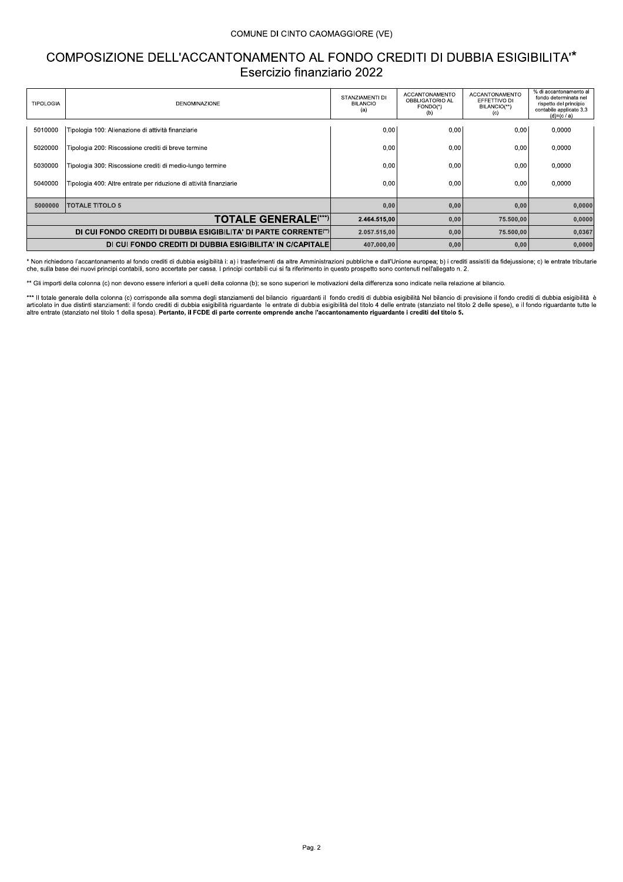COMUNE DI CINTO CAOMAGGIORE (VE)

# COMPOSIZIONE DELL'ACCANTONAMENTO AL FONDO CREDITI DI DUBBIA ESIGIBILITA'*

## Esercizio finanziario 2022

| TIPOLOGIA | DENOMINAZIONE | STANZIAMENTI DI BILANCIO (a) | ACCANTONAMENTO OBBLIGATORIO AL FONDO(*) (b) | ACCANTONAMENTO EFFETTIVO DI BILANCIO(**) (c) | % di accantonamento al fondo determinata nel rispetto del principio contabile applicato 3.3 (d)=(c / a) |
|---|---|---|---|---|---|
| 5010000 | Tipologia 100: Alienazione di attività finanziarie | 0,00 | 0,00 | 0,00 | 0,0000 |
| 5020000 | Tipologia 200: Riscossione crediti di breve termine | 0,00 | 0,00 | 0,00 | 0,0000 |
| 5030000 | Tipologia 300: Riscossione crediti di medio-lungo termine | 0,00 | 0,00 | 0,00 | 0,0000 |
| 5040000 | Tipologia 400: Altre entrate per riduzione di attività finanziarie | 0,00 | 0,00 | 0,00 | 0,0000 |
| **5000000** | **TOTALE TITOLO 5** | **0,00** | **0,00** | **0,00** | **0,0000** |
| | **TOTALE GENERALE(\*\*\*)** | **2.464.515,00** | **0,00** | **75.500,00** | **0,0000** |
| | **DI CUI FONDO CREDITI DI DUBBIA ESIGIBILITA' DI PARTE CORRENTE(\*\*)** | **2.057.515,00** | **0,00** | **75.500,00** | **0,0367** |
| | **DI CUI FONDO CREDITI DI DUBBIA ESIGIBILITA' IN C/CAPITALE** | **407.000,00** | **0,00** | **0,00** | **0,0000** |

\* Non richiedono l'accantonamento al fondo crediti di dubbia esigibilità i: a) i trasferimenti da altre Amministrazioni pubbliche e dall'Unione europea; b) i crediti assistiti da fidejussione; c) le entrate tributarie che, sulla base dei nuovi principi contabili, sono accertate per cassa. I principi contabili cui si fa riferimento in questo prospetto sono contenuti nell'allegato n. 2.

\*\* Gli importi della colonna (c) non devono essere inferiori a quelli della colonna (b); se sono superiori le motivazioni della differenza sono indicate nella relazione al bilancio.

\*\*\* Il totale generale della colonna (c) corrisponde alla somma degli stanziamenti del bilancio riguardanti il fondo crediti di dubbia esigibilità Nel bilancio di previsione il fondo crediti di dubbia esigibilità è articolato in due distinti stanziamenti: il fondo crediti di dubbia esigibilità riguardante le entrate di dubbia esigibilità del titolo 4 delle entrate (stanziato nel titolo 2 delle spese), e il fondo riguardante tutte le altre entrate (stanziato nel titolo 1 della spesa). **Pertanto, il FCDE di parte corrente comprende anche l'accantonamento riguardante i crediti del titolo 5.**